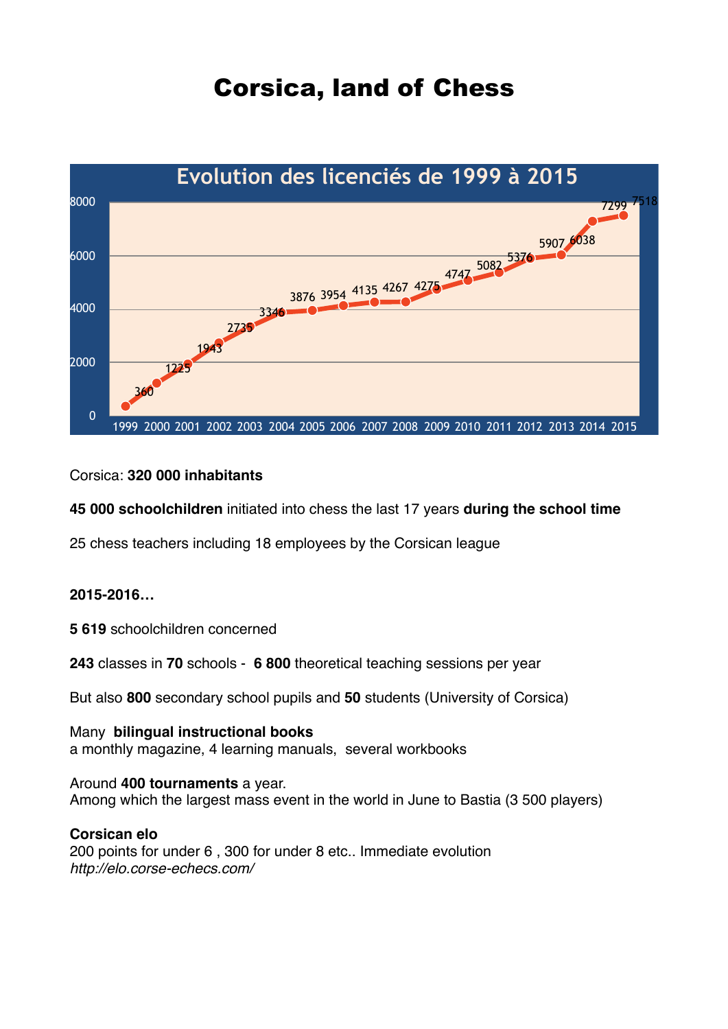# Corsica, land of Chess

**Evolution des licenciés de 1999 à 2015**

| Year | 1999 | 2000 | 2001 | 2002 | 2003 | 2004 | 2005 | 2006 | 2007 | 2008 | 2009 | 2010 | 2011 | 2012 | 2013 | 2014 | 2015 |
|---|---|---|---|---|---|---|---|---|---|---|---|---|---|---|---|---|---|
| Licenciés | 360 | 1225 | 1943 | 2735 | 3346 | 3876 | 3954 | 4135 | 4267 | 4275 | 4747 | 5082 | 5376 | 5907 | 6038 | 7299 | 7518 |

Corsica: **320 000 inhabitants**

**45 000 schoolchildren** initiated into chess the last 17 years **during the school time**

25 chess teachers including 18 employees by the Corsican league

**2015-2016…**

**5 619** schoolchildren concerned

**243** classes in **70** schools - **6 800** theoretical teaching sessions per year

But also **800** secondary school pupils and **50** students (University of Corsica)

Many **bilingual instructional books**
a monthly magazine, 4 learning manuals, several workbooks

Around **400 tournaments** a year.
Among which the largest mass event in the world in June to Bastia (3 500 players)

**Corsican elo**
200 points for under 6 , 300 for under 8 etc.. Immediate evolution
*http://elo.corse-echecs.com/*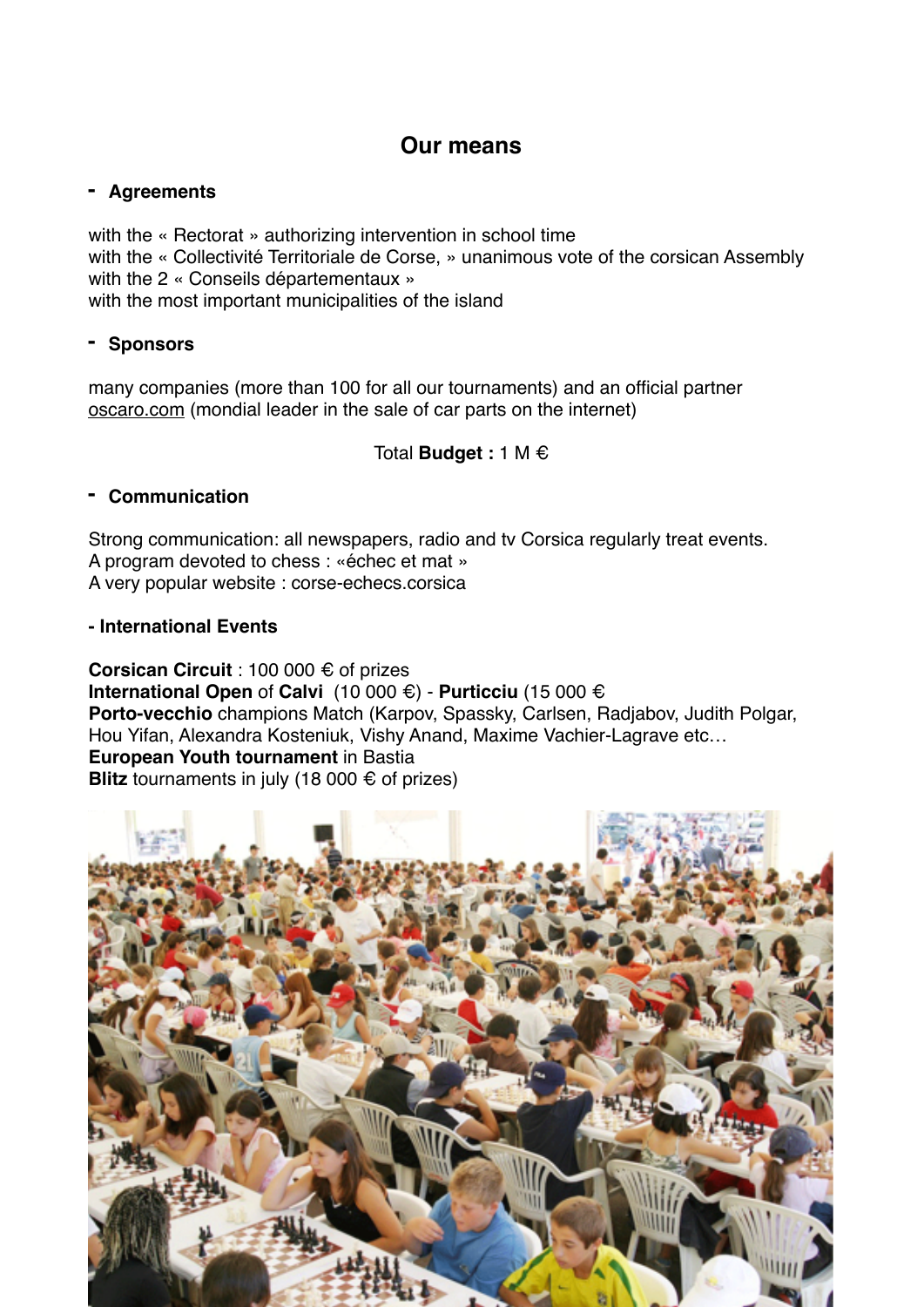## Our means

### - Agreements

with the « Rectorat » authorizing intervention in school time
with the « Collectivité Territoriale de Corse, » unanimous vote of the corsican Assembly
with the 2 « Conseils départementaux »
with the most important municipalities of the island

### - Sponsors

many companies (more than 100 for all our tournaments) and an official partner oscaro.com (mondial leader in the sale of car parts on the internet)

Total **Budget :** 1 M €

### - Communication

Strong communication: all newspapers, radio and tv Corsica regularly treat events.
A program devoted to chess : «échec et mat »
A very popular website : corse-echecs.corsica

### - International Events

**Corsican Circuit** : 100 000 € of prizes
**International Open** of **Calvi** (10 000 €) - **Purticciu** (15 000 €
**Porto-vecchio** champions Match (Karpov, Spassky, Carlsen, Radjabov, Judith Polgar, Hou Yifan, Alexandra Kosteniuk, Vishy Anand, Maxime Vachier-Lagrave etc…
**European Youth tournament** in Bastia
**Blitz** tournaments in july (18 000 € of prizes)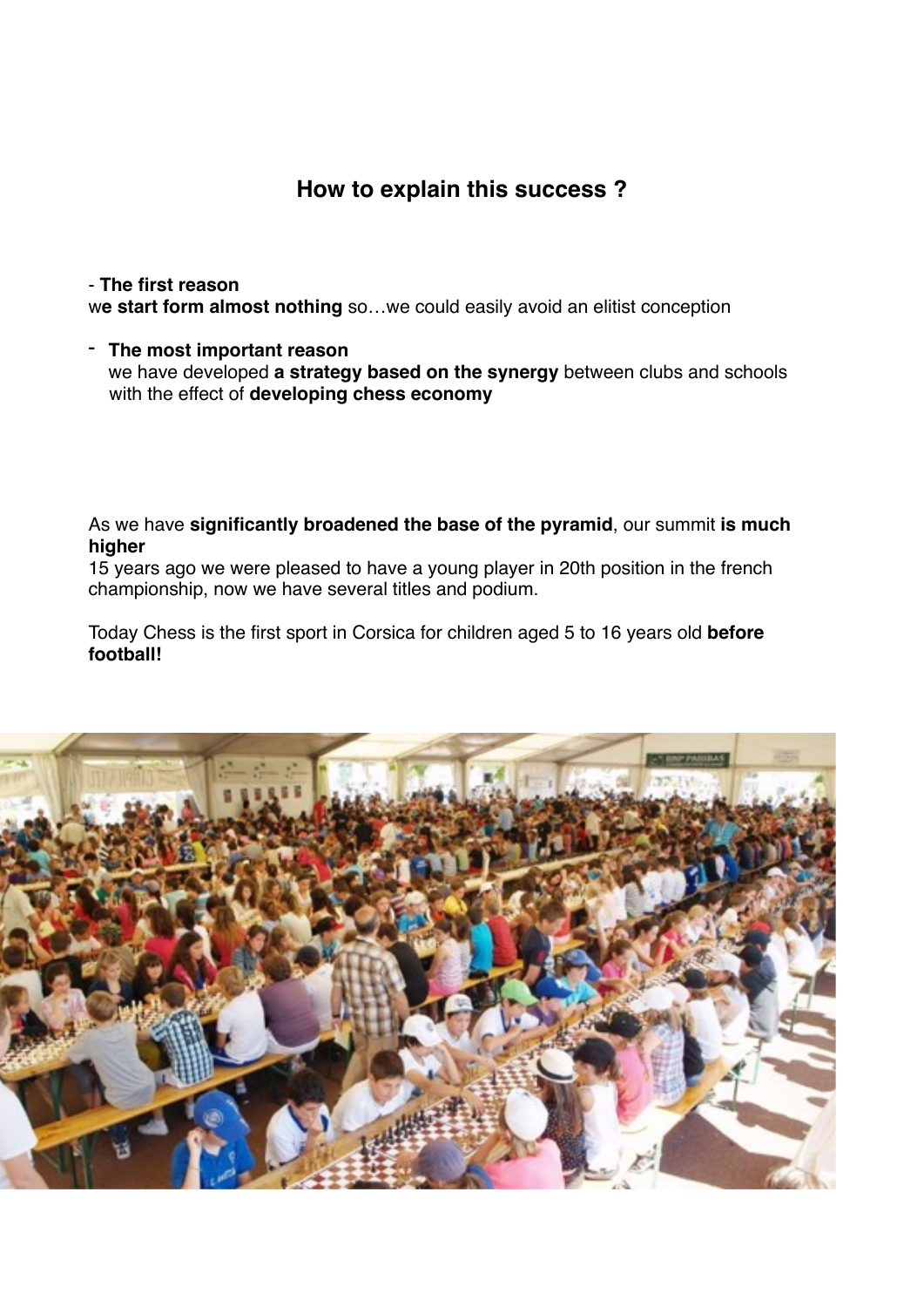## How to explain this success ?

- **The first reason**
w**e start form almost nothing** so…we could easily avoid an elitist conception

- **The most important reason**
  we have developed **a strategy based on the synergy** between clubs and schools with the effect of **developing chess economy**

As we have **significantly broadened the base of the pyramid**, our summit **is much higher**
15 years ago we were pleased to have a young player in 20th position in the french championship, now we have several titles and podium.

Today Chess is the first sport in Corsica for children aged 5 to 16 years old **before football!**